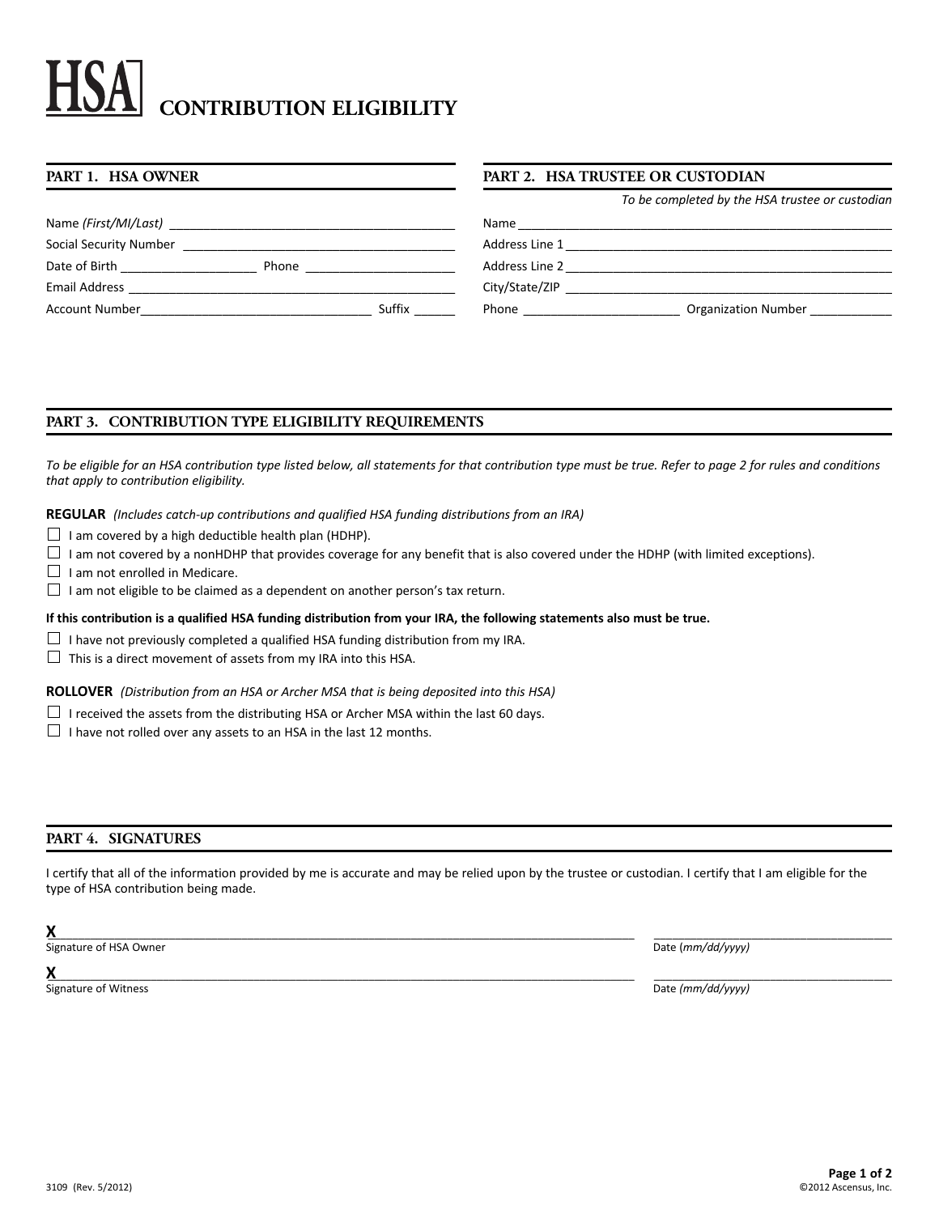# HSA CONTRIBUTION ELIGIBILITY

## PART 1. HSA OWNER

Name *(First/MI/Last)* ___________________________________________

Social Security Number ___________________________________________

Date of Birth ____________________ Phone ______________________

Email Address ___________________________________________

Account Number_________________________________ Suffix ______

## PART 2. HSA TRUSTEE OR CUSTODIAN

*To be completed by the HSA trustee or custodian*

Name ___________________________________________

Address Line 1 ___________________________________________

Address Line 2 ___________________________________________

City/State/ZIP ___________________________________________

Phone _______________________ Organization Number ____________

## PART 3. CONTRIBUTION TYPE ELIGIBILITY REQUIREMENTS

*To be eligible for an HSA contribution type listed below, all statements for that contribution type must be true. Refer to page 2 for rules and conditions that apply to contribution eligibility.*

**REGULAR** *(Includes catch-up contributions and qualified HSA funding distributions from an IRA)*

- ☐ I am covered by a high deductible health plan (HDHP).
- ☐ I am not covered by a nonHDHP that provides coverage for any benefit that is also covered under the HDHP (with limited exceptions).
- ☐ I am not enrolled in Medicare.
- ☐ I am not eligible to be claimed as a dependent on another person's tax return.

**If this contribution is a qualified HSA funding distribution from your IRA, the following statements also must be true.**

- ☐ I have not previously completed a qualified HSA funding distribution from my IRA.
- ☐ This is a direct movement of assets from my IRA into this HSA.

**ROLLOVER** *(Distribution from an HSA or Archer MSA that is being deposited into this HSA)*

- ☐ I received the assets from the distributing HSA or Archer MSA within the last 60 days.
- ☐ I have not rolled over any assets to an HSA in the last 12 months.

## PART 4. SIGNATURES

I certify that all of the information provided by me is accurate and may be relied upon by the trustee or custodian. I certify that I am eligible for the type of HSA contribution being made.

**X**___________________________________________ ____________________
Signature of HSA Owner Date (*mm/dd/yyyy)*

**X**___________________________________________ ____________________
Signature of Witness Date *(mm/dd/yyyy)*

3109 (Rev. 5/2012) ©2012 Ascensus, Inc.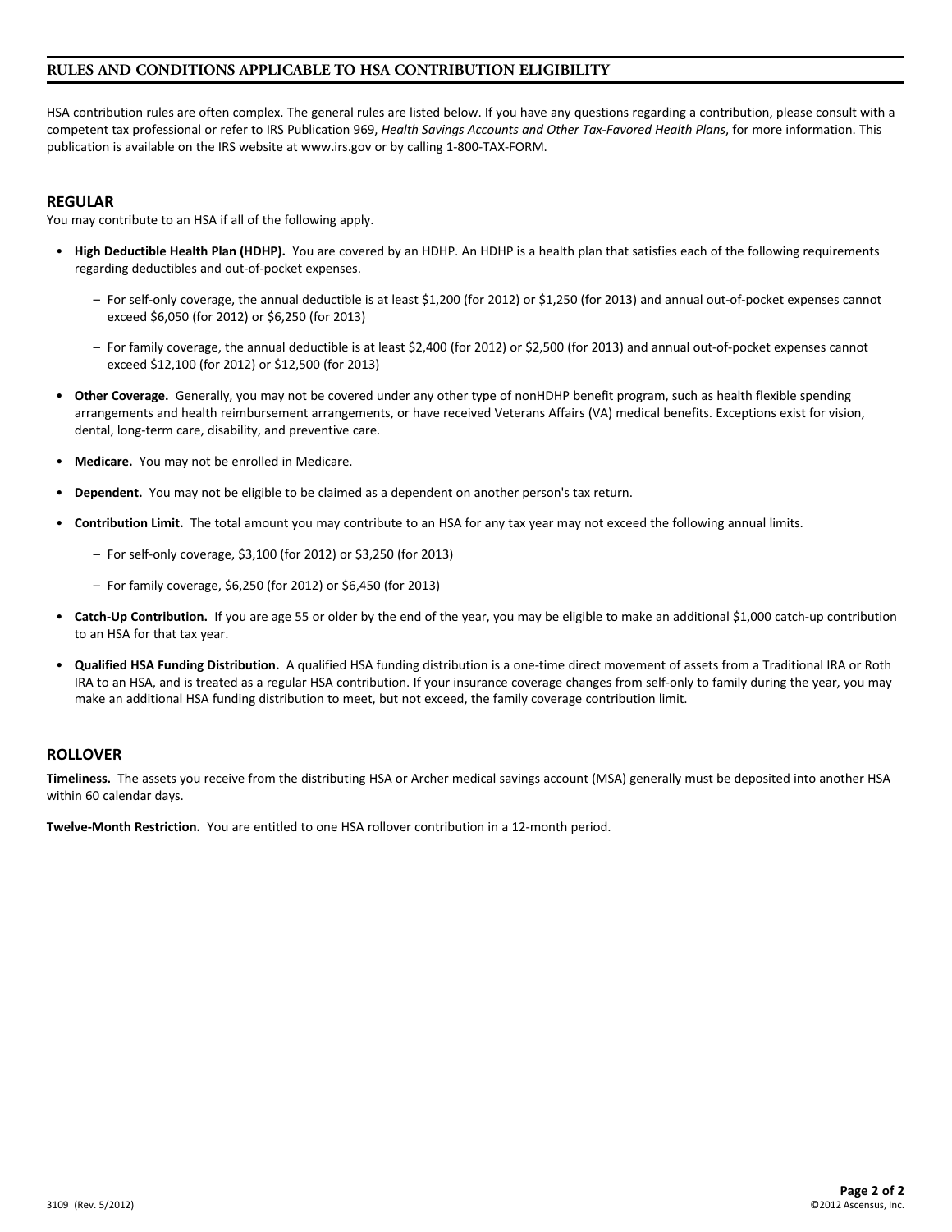## RULES AND CONDITIONS APPLICABLE TO HSA CONTRIBUTION ELIGIBILITY

HSA contribution rules are often complex. The general rules are listed below. If you have any questions regarding a contribution, please consult with a competent tax professional or refer to IRS Publication 969, *Health Savings Accounts and Other Tax-Favored Health Plans*, for more information. This publication is available on the IRS website at www.irs.gov or by calling 1-800-TAX-FORM.

### REGULAR

You may contribute to an HSA if all of the following apply.

- **High Deductible Health Plan (HDHP).** You are covered by an HDHP. An HDHP is a health plan that satisfies each of the following requirements regarding deductibles and out-of-pocket expenses.
  - For self-only coverage, the annual deductible is at least $1,200 (for 2012) or $1,250 (for 2013) and annual out-of-pocket expenses cannot exceed $6,050 (for 2012) or $6,250 (for 2013)
  - For family coverage, the annual deductible is at least $2,400 (for 2012) or $2,500 (for 2013) and annual out-of-pocket expenses cannot exceed $12,100 (for 2012) or $12,500 (for 2013)
- **Other Coverage.** Generally, you may not be covered under any other type of nonHDHP benefit program, such as health flexible spending arrangements and health reimbursement arrangements, or have received Veterans Affairs (VA) medical benefits. Exceptions exist for vision, dental, long-term care, disability, and preventive care.
- **Medicare.** You may not be enrolled in Medicare.
- **Dependent.** You may not be eligible to be claimed as a dependent on another person's tax return.
- **Contribution Limit.** The total amount you may contribute to an HSA for any tax year may not exceed the following annual limits.
  - For self-only coverage, $3,100 (for 2012) or $3,250 (for 2013)
  - For family coverage, $6,250 (for 2012) or $6,450 (for 2013)
- **Catch-Up Contribution.** If you are age 55 or older by the end of the year, you may be eligible to make an additional $1,000 catch-up contribution to an HSA for that tax year.
- **Qualified HSA Funding Distribution.** A qualified HSA funding distribution is a one-time direct movement of assets from a Traditional IRA or Roth IRA to an HSA, and is treated as a regular HSA contribution. If your insurance coverage changes from self-only to family during the year, you may make an additional HSA funding distribution to meet, but not exceed, the family coverage contribution limit.

### ROLLOVER

**Timeliness.** The assets you receive from the distributing HSA or Archer medical savings account (MSA) generally must be deposited into another HSA within 60 calendar days.

**Twelve-Month Restriction.** You are entitled to one HSA rollover contribution in a 12-month period.

3109 (Rev. 5/2012)

©2012 Ascensus, Inc.